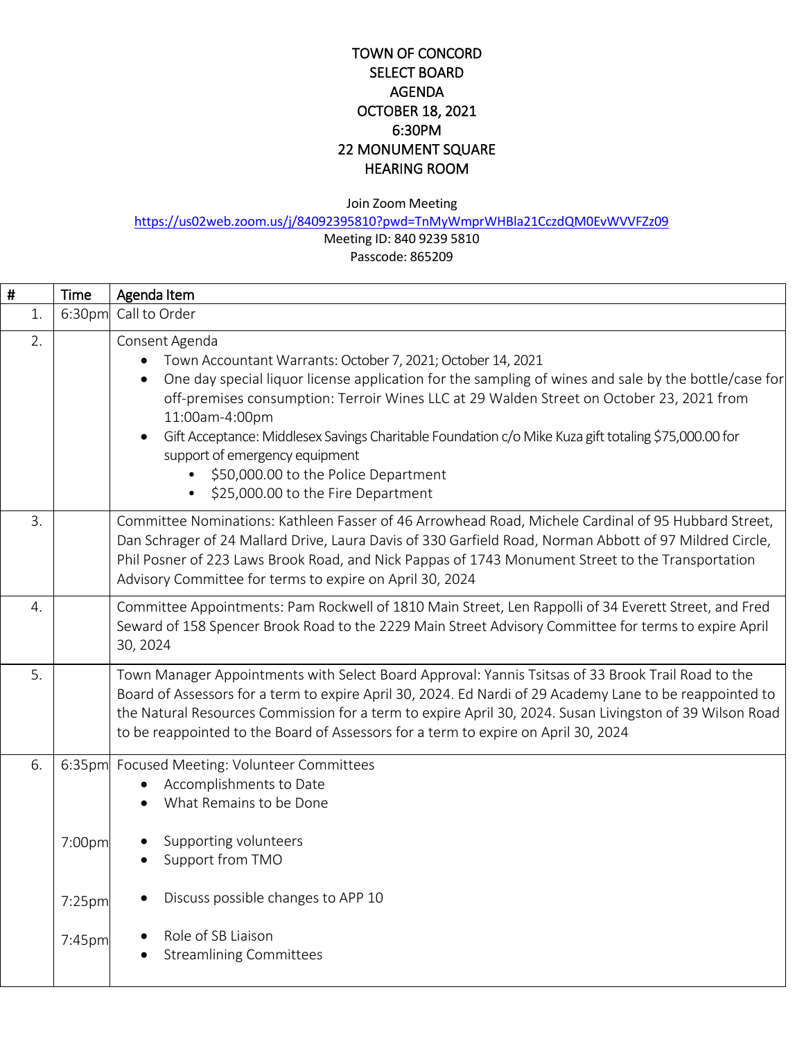# TOWN OF CONCORD
# SELECT BOARD
# AGENDA
# OCTOBER 18, 2021
# 6:30PM
# 22 MONUMENT SQUARE
# HEARING ROOM

Join Zoom Meeting
https://us02web.zoom.us/j/84092395810?pwd=TnMyWmprWHBla21CczdQM0EvWVVFZz09
Meeting ID: 840 9239 5810
Passcode: 865209

| # | Time | Agenda Item |
|---|---|---|
| 1. | 6:30pm | Call to Order |
| 2. | | Consent Agenda<br>• Town Accountant Warrants: October 7, 2021; October 14, 2021<br>• One day special liquor license application for the sampling of wines and sale by the bottle/case for off-premises consumption: Terroir Wines LLC at 29 Walden Street on October 23, 2021 from 11:00am-4:00pm<br>• Gift Acceptance: Middlesex Savings Charitable Foundation c/o Mike Kuza gift totaling $75,000.00 for support of emergency equipment<br>  • $50,000.00 to the Police Department<br>  • $25,000.00 to the Fire Department |
| 3. | | Committee Nominations: Kathleen Fasser of 46 Arrowhead Road, Michele Cardinal of 95 Hubbard Street, Dan Schrager of 24 Mallard Drive, Laura Davis of 330 Garfield Road, Norman Abbott of 97 Mildred Circle, Phil Posner of 223 Laws Brook Road, and Nick Pappas of 1743 Monument Street to the Transportation Advisory Committee for terms to expire on April 30, 2024 |
| 4. | | Committee Appointments: Pam Rockwell of 1810 Main Street, Len Rappolli of 34 Everett Street, and Fred Seward of 158 Spencer Brook Road to the 2229 Main Street Advisory Committee for terms to expire April 30, 2024 |
| 5. | | Town Manager Appointments with Select Board Approval: Yannis Tsitsas of 33 Brook Trail Road to the Board of Assessors for a term to expire April 30, 2024. Ed Nardi of 29 Academy Lane to be reappointed to the Natural Resources Commission for a term to expire April 30, 2024. Susan Livingston of 39 Wilson Road to be reappointed to the Board of Assessors for a term to expire on April 30, 2024 |
| 6. | 6:35pm | Focused Meeting: Volunteer Committees<br>• Accomplishments to Date<br>• What Remains to be Done |
| | 7:00pm | • Supporting volunteers<br>• Support from TMO |
| | 7:25pm | • Discuss possible changes to APP 10 |
| | 7:45pm | • Role of SB Liaison<br>• Streamlining Committees |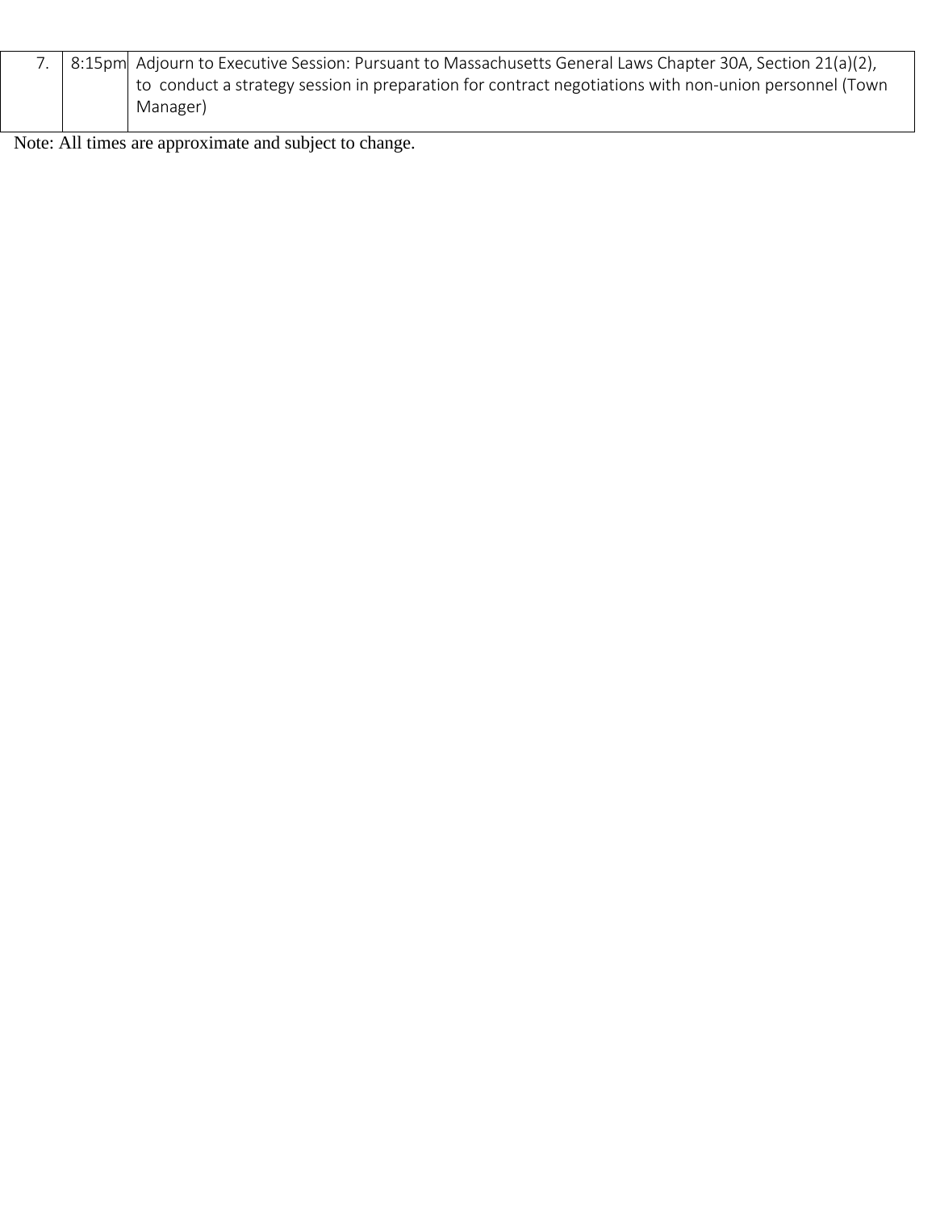| | | |
|---|---|---|
| 7. | 8:15pm | Adjourn to Executive Session: Pursuant to Massachusetts General Laws Chapter 30A, Section 21(a)(2), to conduct a strategy session in preparation for contract negotiations with non-union personnel (Town Manager) |

Note: All times are approximate and subject to change.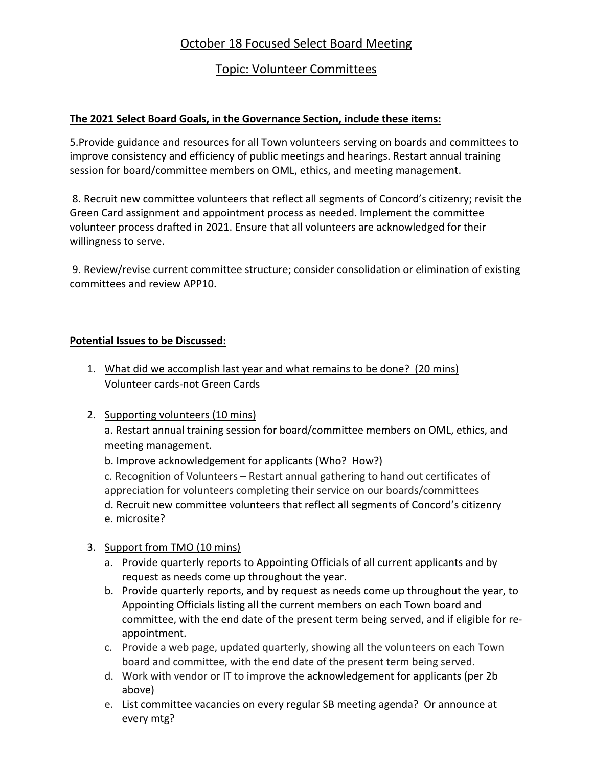# October 18 Focused Select Board Meeting

## Topic: Volunteer Committees

**The 2021 Select Board Goals, in the Governance Section, include these items:**

5.Provide guidance and resources for all Town volunteers serving on boards and committees to improve consistency and efficiency of public meetings and hearings. Restart annual training session for board/committee members on OML, ethics, and meeting management.

8. Recruit new committee volunteers that reflect all segments of Concord's citizenry; revisit the Green Card assignment and appointment process as needed. Implement the committee volunteer process drafted in 2021. Ensure that all volunteers are acknowledged for their willingness to serve.

9. Review/revise current committee structure; consider consolidation or elimination of existing committees and review APP10.

**Potential Issues to be Discussed:**

1. What did we accomplish last year and what remains to be done? (20 mins)
   Volunteer cards-not Green Cards

2. Supporting volunteers (10 mins)
   a. Restart annual training session for board/committee members on OML, ethics, and meeting management.
   b. Improve acknowledgement for applicants (Who? How?)
   c. Recognition of Volunteers – Restart annual gathering to hand out certificates of appreciation for volunteers completing their service on our boards/committees
   d. Recruit new committee volunteers that reflect all segments of Concord's citizenry
   e. microsite?

3. Support from TMO (10 mins)
   a. Provide quarterly reports to Appointing Officials of all current applicants and by request as needs come up throughout the year.
   b. Provide quarterly reports, and by request as needs come up throughout the year, to Appointing Officials listing all the current members on each Town board and committee, with the end date of the present term being served, and if eligible for re-appointment.
   c. Provide a web page, updated quarterly, showing all the volunteers on each Town board and committee, with the end date of the present term being served.
   d. Work with vendor or IT to improve the acknowledgement for applicants (per 2b above)
   e. List committee vacancies on every regular SB meeting agenda? Or announce at every mtg?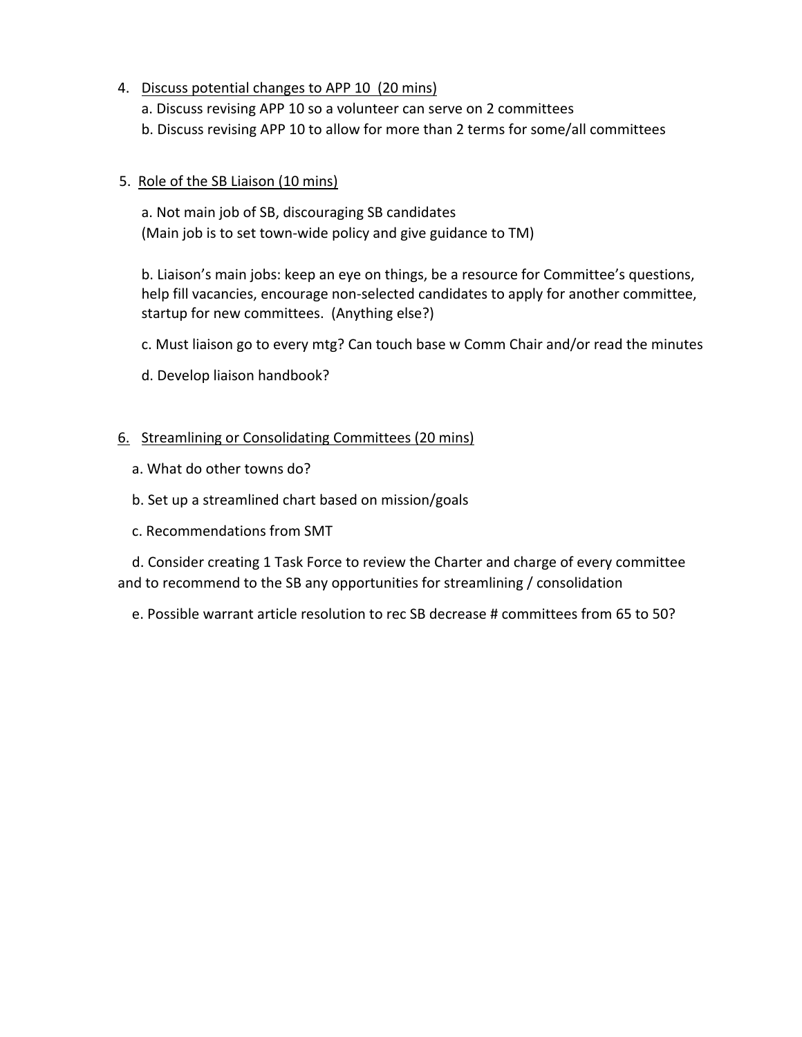4. <u>Discuss potential changes to APP 10 (20 mins)</u>

    a. Discuss revising APP 10 so a volunteer can serve on 2 committees

    b. Discuss revising APP 10 to allow for more than 2 terms for some/all committees

5. <u>Role of the SB Liaison (10 mins)</u>

    a. Not main job of SB, discouraging SB candidates
    (Main job is to set town-wide policy and give guidance to TM)

    b. Liaison's main jobs: keep an eye on things, be a resource for Committee's questions, help fill vacancies, encourage non-selected candidates to apply for another committee, startup for new committees. (Anything else?)

    c. Must liaison go to every mtg? Can touch base w Comm Chair and/or read the minutes

    d. Develop liaison handbook?

6. <u>Streamlining or Consolidating Committees (20 mins)</u>

    a. What do other towns do?

    b. Set up a streamlined chart based on mission/goals

    c. Recommendations from SMT

    d. Consider creating 1 Task Force to review the Charter and charge of every committee and to recommend to the SB any opportunities for streamlining / consolidation

    e. Possible warrant article resolution to rec SB decrease # committees from 65 to 50?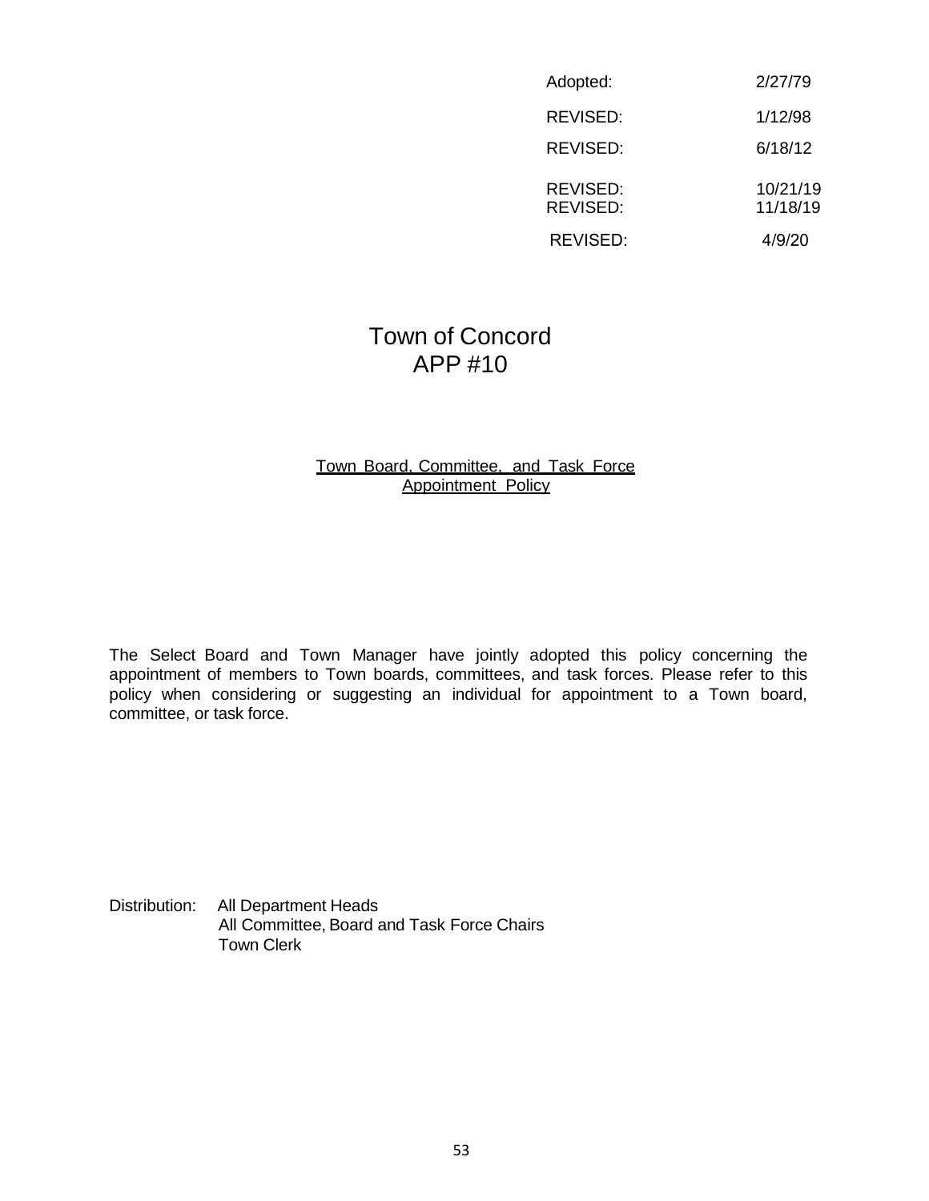| | |
|---|---|
| Adopted: | 2/27/79 |
| REVISED: | 1/12/98 |
| REVISED: | 6/18/12 |
| REVISED: | 10/21/19 |
| REVISED: | 11/18/19 |
| REVISED: | 4/9/20 |

# Town of Concord
# APP #10

## Town Board, Committee, and Task Force Appointment Policy

The Select Board and Town Manager have jointly adopted this policy concerning the appointment of members to Town boards, committees, and task forces. Please refer to this policy when considering or suggesting an individual for appointment to a Town board, committee, or task force.

Distribution: All Department Heads
All Committee, Board and Task Force Chairs
Town Clerk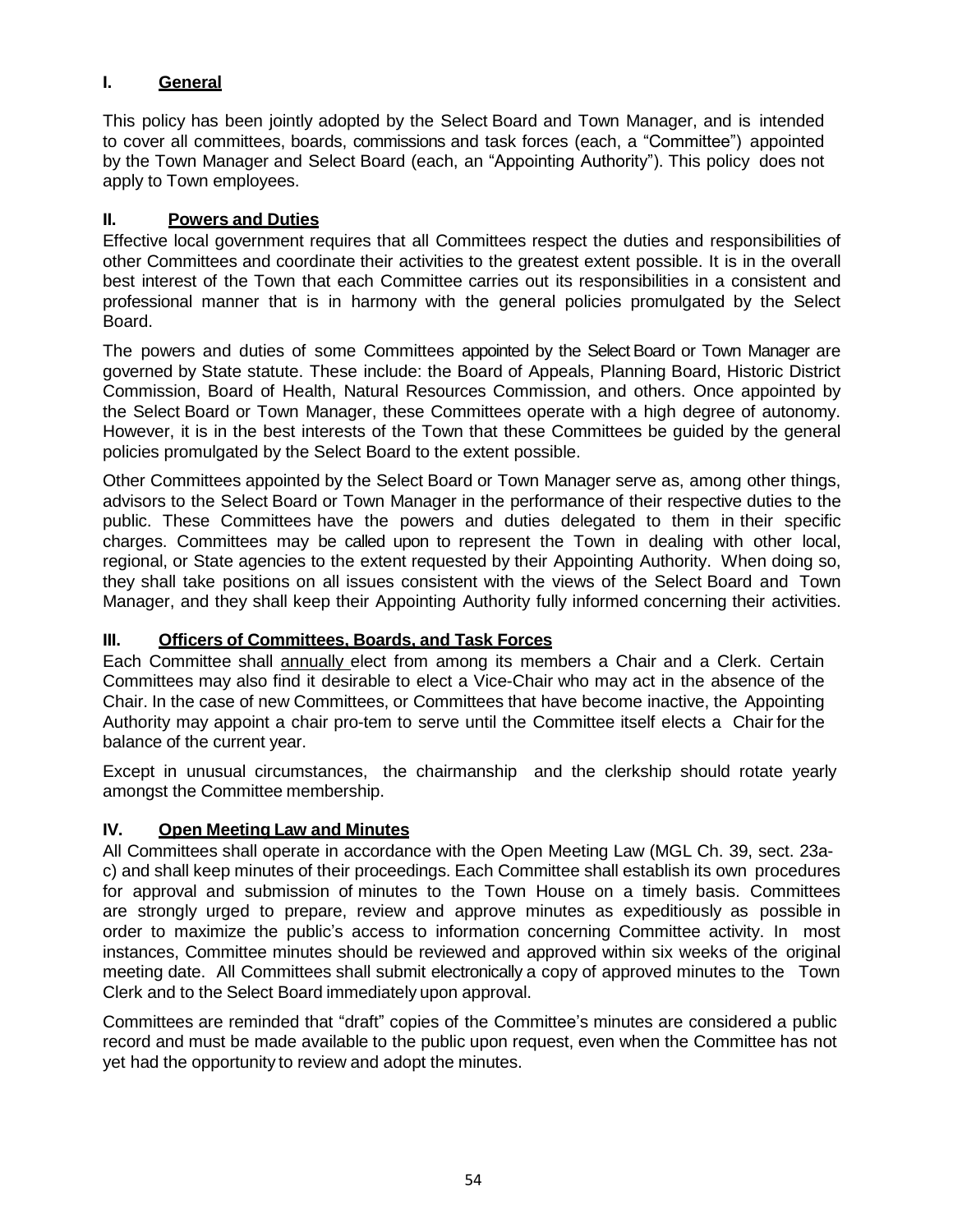## I. General

This policy has been jointly adopted by the Select Board and Town Manager, and is intended to cover all committees, boards, commissions and task forces (each, a "Committee") appointed by the Town Manager and Select Board (each, an "Appointing Authority"). This policy does not apply to Town employees.

## II. Powers and Duties

Effective local government requires that all Committees respect the duties and responsibilities of other Committees and coordinate their activities to the greatest extent possible. It is in the overall best interest of the Town that each Committee carries out its responsibilities in a consistent and professional manner that is in harmony with the general policies promulgated by the Select Board.

The powers and duties of some Committees appointed by the Select Board or Town Manager are governed by State statute. These include: the Board of Appeals, Planning Board, Historic District Commission, Board of Health, Natural Resources Commission, and others. Once appointed by the Select Board or Town Manager, these Committees operate with a high degree of autonomy. However, it is in the best interests of the Town that these Committees be guided by the general policies promulgated by the Select Board to the extent possible.

Other Committees appointed by the Select Board or Town Manager serve as, among other things, advisors to the Select Board or Town Manager in the performance of their respective duties to the public. These Committees have the powers and duties delegated to them in their specific charges. Committees may be called upon to represent the Town in dealing with other local, regional, or State agencies to the extent requested by their Appointing Authority. When doing so, they shall take positions on all issues consistent with the views of the Select Board and Town Manager, and they shall keep their Appointing Authority fully informed concerning their activities.

## III. Officers of Committees, Boards, and Task Forces

Each Committee shall annually elect from among its members a Chair and a Clerk. Certain Committees may also find it desirable to elect a Vice-Chair who may act in the absence of the Chair. In the case of new Committees, or Committees that have become inactive, the Appointing Authority may appoint a chair pro-tem to serve until the Committee itself elects a Chair for the balance of the current year.

Except in unusual circumstances, the chairmanship and the clerkship should rotate yearly amongst the Committee membership.

## IV. Open Meeting Law and Minutes

All Committees shall operate in accordance with the Open Meeting Law (MGL Ch. 39, sect. 23a-c) and shall keep minutes of their proceedings. Each Committee shall establish its own procedures for approval and submission of minutes to the Town House on a timely basis. Committees are strongly urged to prepare, review and approve minutes as expeditiously as possible in order to maximize the public's access to information concerning Committee activity. In most instances, Committee minutes should be reviewed and approved within six weeks of the original meeting date. All Committees shall submit electronically a copy of approved minutes to the Town Clerk and to the Select Board immediately upon approval.

Committees are reminded that "draft" copies of the Committee's minutes are considered a public record and must be made available to the public upon request, even when the Committee has not yet had the opportunity to review and adopt the minutes.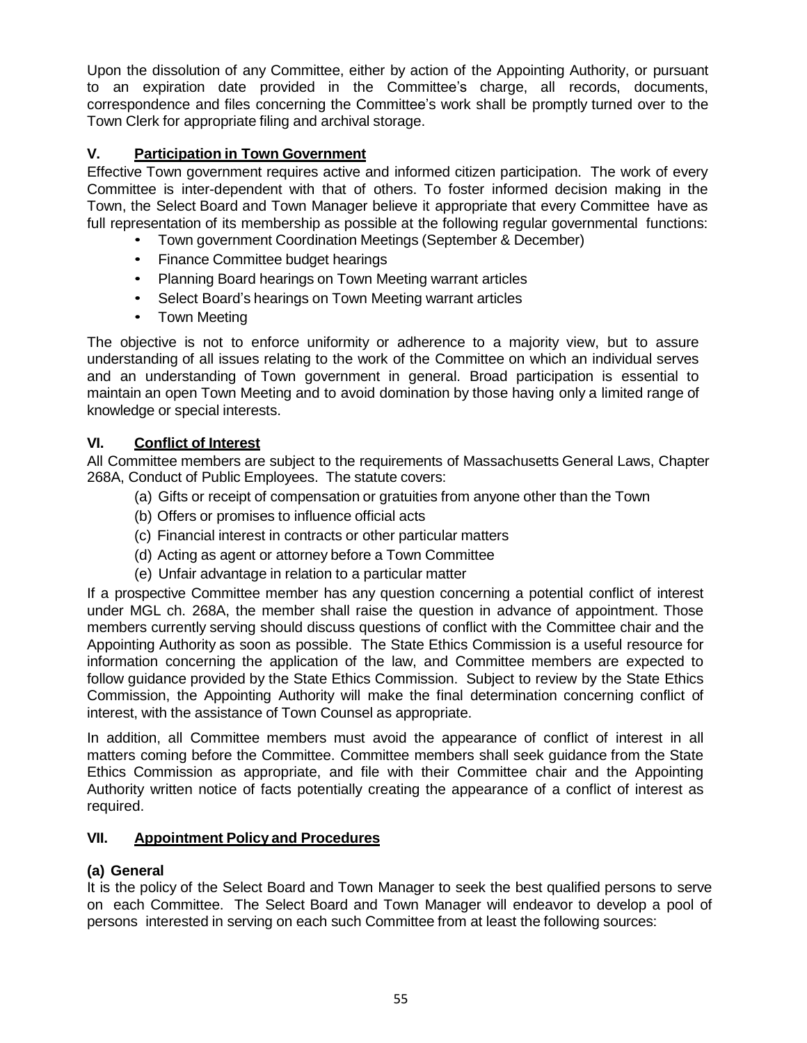Upon the dissolution of any Committee, either by action of the Appointing Authority, or pursuant to an expiration date provided in the Committee's charge, all records, documents, correspondence and files concerning the Committee's work shall be promptly turned over to the Town Clerk for appropriate filing and archival storage.

## V. <u>Participation in Town Government</u>

Effective Town government requires active and informed citizen participation. The work of every Committee is inter-dependent with that of others. To foster informed decision making in the Town, the Select Board and Town Manager believe it appropriate that every Committee have as full representation of its membership as possible at the following regular governmental functions:

- Town government Coordination Meetings (September & December)
- Finance Committee budget hearings
- Planning Board hearings on Town Meeting warrant articles
- Select Board's hearings on Town Meeting warrant articles
- Town Meeting

The objective is not to enforce uniformity or adherence to a majority view, but to assure understanding of all issues relating to the work of the Committee on which an individual serves and an understanding of Town government in general. Broad participation is essential to maintain an open Town Meeting and to avoid domination by those having only a limited range of knowledge or special interests.

## VI. <u>Conflict of Interest</u>

All Committee members are subject to the requirements of Massachusetts General Laws, Chapter 268A, Conduct of Public Employees. The statute covers:

(a) Gifts or receipt of compensation or gratuities from anyone other than the Town
(b) Offers or promises to influence official acts
(c) Financial interest in contracts or other particular matters
(d) Acting as agent or attorney before a Town Committee
(e) Unfair advantage in relation to a particular matter

If a prospective Committee member has any question concerning a potential conflict of interest under MGL ch. 268A, the member shall raise the question in advance of appointment. Those members currently serving should discuss questions of conflict with the Committee chair and the Appointing Authority as soon as possible. The State Ethics Commission is a useful resource for information concerning the application of the law, and Committee members are expected to follow guidance provided by the State Ethics Commission. Subject to review by the State Ethics Commission, the Appointing Authority will make the final determination concerning conflict of interest, with the assistance of Town Counsel as appropriate.

In addition, all Committee members must avoid the appearance of conflict of interest in all matters coming before the Committee. Committee members shall seek guidance from the State Ethics Commission as appropriate, and file with their Committee chair and the Appointing Authority written notice of facts potentially creating the appearance of a conflict of interest as required.

## VII. <u>Appointment Policy and Procedures</u>

### (a) General

It is the policy of the Select Board and Town Manager to seek the best qualified persons to serve on each Committee. The Select Board and Town Manager will endeavor to develop a pool of persons interested in serving on each such Committee from at least the following sources: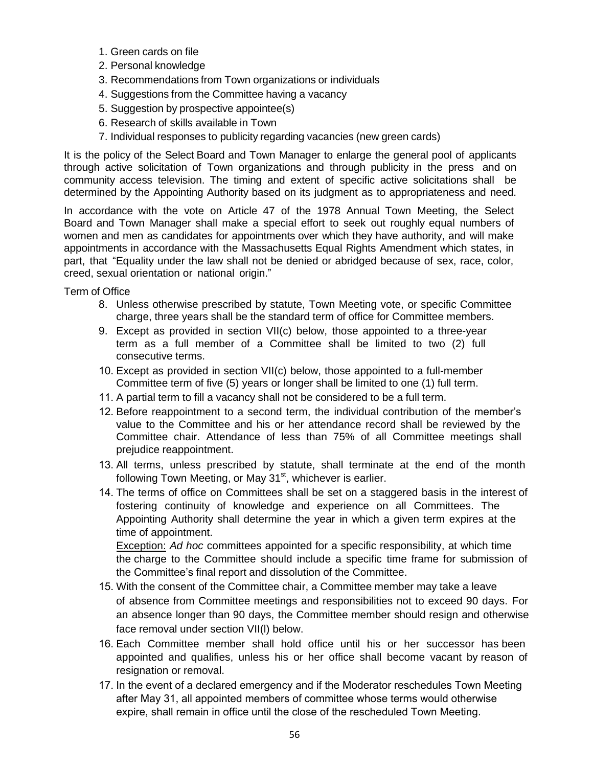1. Green cards on file
2. Personal knowledge
3. Recommendations from Town organizations or individuals
4. Suggestions from the Committee having a vacancy
5. Suggestion by prospective appointee(s)
6. Research of skills available in Town
7. Individual responses to publicity regarding vacancies (new green cards)

It is the policy of the Select Board and Town Manager to enlarge the general pool of applicants through active solicitation of Town organizations and through publicity in the press and on community access television. The timing and extent of specific active solicitations shall be determined by the Appointing Authority based on its judgment as to appropriateness and need.

In accordance with the vote on Article 47 of the 1978 Annual Town Meeting, the Select Board and Town Manager shall make a special effort to seek out roughly equal numbers of women and men as candidates for appointments over which they have authority, and will make appointments in accordance with the Massachusetts Equal Rights Amendment which states, in part, that "Equality under the law shall not be denied or abridged because of sex, race, color, creed, sexual orientation or national origin."

Term of Office

8. Unless otherwise prescribed by statute, Town Meeting vote, or specific Committee charge, three years shall be the standard term of office for Committee members.
9. Except as provided in section VII(c) below, those appointed to a three-year term as a full member of a Committee shall be limited to two (2) full consecutive terms.
10. Except as provided in section VII(c) below, those appointed to a full-member Committee term of five (5) years or longer shall be limited to one (1) full term.
11. A partial term to fill a vacancy shall not be considered to be a full term.
12. Before reappointment to a second term, the individual contribution of the member's value to the Committee and his or her attendance record shall be reviewed by the Committee chair. Attendance of less than 75% of all Committee meetings shall prejudice reappointment.
13. All terms, unless prescribed by statute, shall terminate at the end of the month following Town Meeting, or May 31st, whichever is earlier.
14. The terms of office on Committees shall be set on a staggered basis in the interest of fostering continuity of knowledge and experience on all Committees. The Appointing Authority shall determine the year in which a given term expires at the time of appointment.

    Exception: *Ad hoc* committees appointed for a specific responsibility, at which time the charge to the Committee should include a specific time frame for submission of the Committee's final report and dissolution of the Committee.
15. With the consent of the Committee chair, a Committee member may take a leave of absence from Committee meetings and responsibilities not to exceed 90 days. For an absence longer than 90 days, the Committee member should resign and otherwise face removal under section VII(l) below.
16. Each Committee member shall hold office until his or her successor has been appointed and qualifies, unless his or her office shall become vacant by reason of resignation or removal.
17. In the event of a declared emergency and if the Moderator reschedules Town Meeting after May 31, all appointed members of committee whose terms would otherwise expire, shall remain in office until the close of the rescheduled Town Meeting.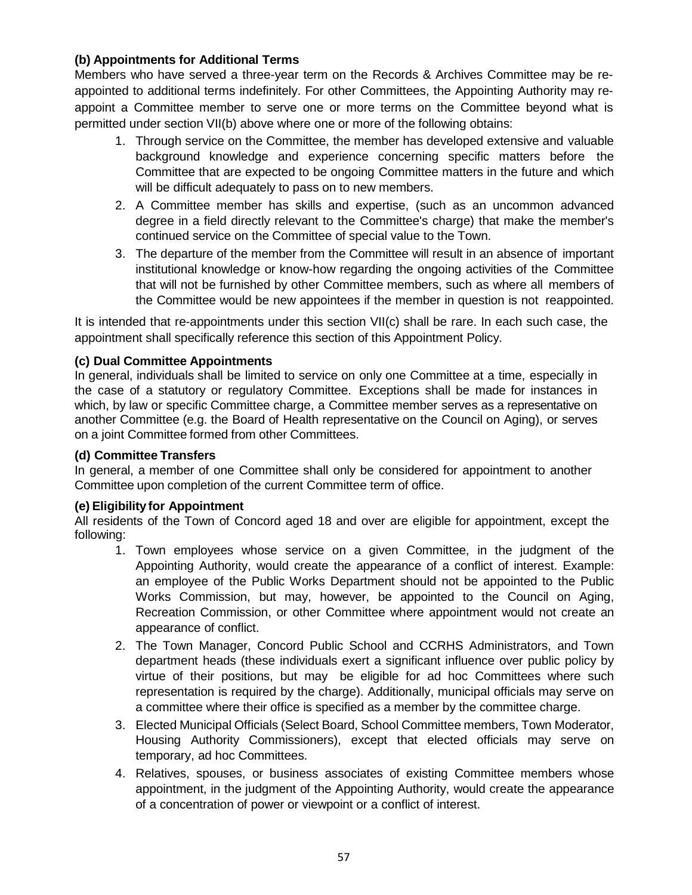**(b) Appointments for Additional Terms**

Members who have served a three-year term on the Records & Archives Committee may be re-appointed to additional terms indefinitely. For other Committees, the Appointing Authority may re-appoint a Committee member to serve one or more terms on the Committee beyond what is permitted under section VII(b) above where one or more of the following obtains:

1. Through service on the Committee, the member has developed extensive and valuable background knowledge and experience concerning specific matters before the Committee that are expected to be ongoing Committee matters in the future and which will be difficult adequately to pass on to new members.
2. A Committee member has skills and expertise, (such as an uncommon advanced degree in a field directly relevant to the Committee's charge) that make the member's continued service on the Committee of special value to the Town.
3. The departure of the member from the Committee will result in an absence of important institutional knowledge or know-how regarding the ongoing activities of the Committee that will not be furnished by other Committee members, such as where all members of the Committee would be new appointees if the member in question is not reappointed.

It is intended that re-appointments under this section VII(c) shall be rare. In each such case, the appointment shall specifically reference this section of this Appointment Policy.

**(c) Dual Committee Appointments**

In general, individuals shall be limited to service on only one Committee at a time, especially in the case of a statutory or regulatory Committee. Exceptions shall be made for instances in which, by law or specific Committee charge, a Committee member serves as a representative on another Committee (e.g. the Board of Health representative on the Council on Aging), or serves on a joint Committee formed from other Committees.

**(d) Committee Transfers**

In general, a member of one Committee shall only be considered for appointment to another Committee upon completion of the current Committee term of office.

**(e) Eligibility for Appointment**

All residents of the Town of Concord aged 18 and over are eligible for appointment, except the following:

1. Town employees whose service on a given Committee, in the judgment of the Appointing Authority, would create the appearance of a conflict of interest. Example: an employee of the Public Works Department should not be appointed to the Public Works Commission, but may, however, be appointed to the Council on Aging, Recreation Commission, or other Committee where appointment would not create an appearance of conflict.
2. The Town Manager, Concord Public School and CCRHS Administrators, and Town department heads (these individuals exert a significant influence over public policy by virtue of their positions, but may be eligible for ad hoc Committees where such representation is required by the charge). Additionally, municipal officials may serve on a committee where their office is specified as a member by the committee charge.
3. Elected Municipal Officials (Select Board, School Committee members, Town Moderator, Housing Authority Commissioners), except that elected officials may serve on temporary, ad hoc Committees.
4. Relatives, spouses, or business associates of existing Committee members whose appointment, in the judgment of the Appointing Authority, would create the appearance of a concentration of power or viewpoint or a conflict of interest.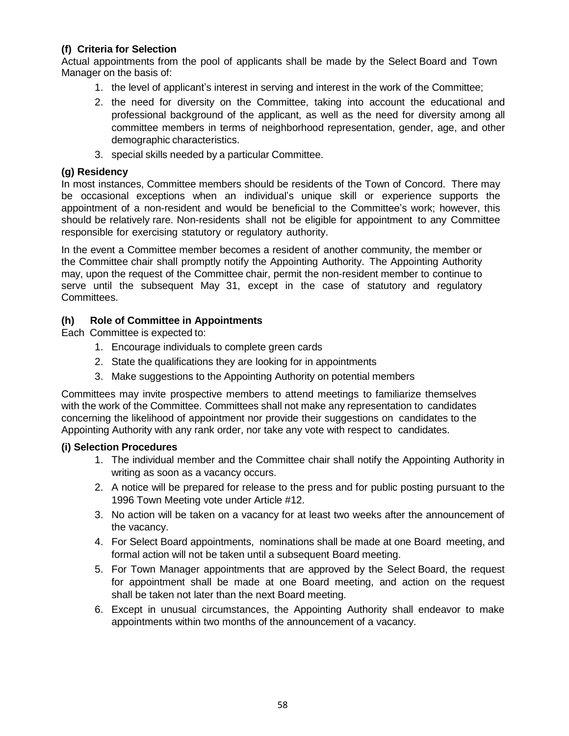**(f) Criteria for Selection**

Actual appointments from the pool of applicants shall be made by the Select Board and Town Manager on the basis of:

1. the level of applicant's interest in serving and interest in the work of the Committee;
2. the need for diversity on the Committee, taking into account the educational and professional background of the applicant, as well as the need for diversity among all committee members in terms of neighborhood representation, gender, age, and other demographic characteristics.
3. special skills needed by a particular Committee.

**(g) Residency**

In most instances, Committee members should be residents of the Town of Concord. There may be occasional exceptions when an individual's unique skill or experience supports the appointment of a non-resident and would be beneficial to the Committee's work; however, this should be relatively rare. Non-residents shall not be eligible for appointment to any Committee responsible for exercising statutory or regulatory authority.

In the event a Committee member becomes a resident of another community, the member or the Committee chair shall promptly notify the Appointing Authority. The Appointing Authority may, upon the request of the Committee chair, permit the non-resident member to continue to serve until the subsequent May 31, except in the case of statutory and regulatory Committees.

**(h) Role of Committee in Appointments**

Each Committee is expected to:

1. Encourage individuals to complete green cards
2. State the qualifications they are looking for in appointments
3. Make suggestions to the Appointing Authority on potential members

Committees may invite prospective members to attend meetings to familiarize themselves with the work of the Committee. Committees shall not make any representation to candidates concerning the likelihood of appointment nor provide their suggestions on candidates to the Appointing Authority with any rank order, nor take any vote with respect to candidates.

**(i) Selection Procedures**

1. The individual member and the Committee chair shall notify the Appointing Authority in writing as soon as a vacancy occurs.
2. A notice will be prepared for release to the press and for public posting pursuant to the 1996 Town Meeting vote under Article #12.
3. No action will be taken on a vacancy for at least two weeks after the announcement of the vacancy.
4. For Select Board appointments, nominations shall be made at one Board meeting, and formal action will not be taken until a subsequent Board meeting.
5. For Town Manager appointments that are approved by the Select Board, the request for appointment shall be made at one Board meeting, and action on the request shall be taken not later than the next Board meeting.
6. Except in unusual circumstances, the Appointing Authority shall endeavor to make appointments within two months of the announcement of a vacancy.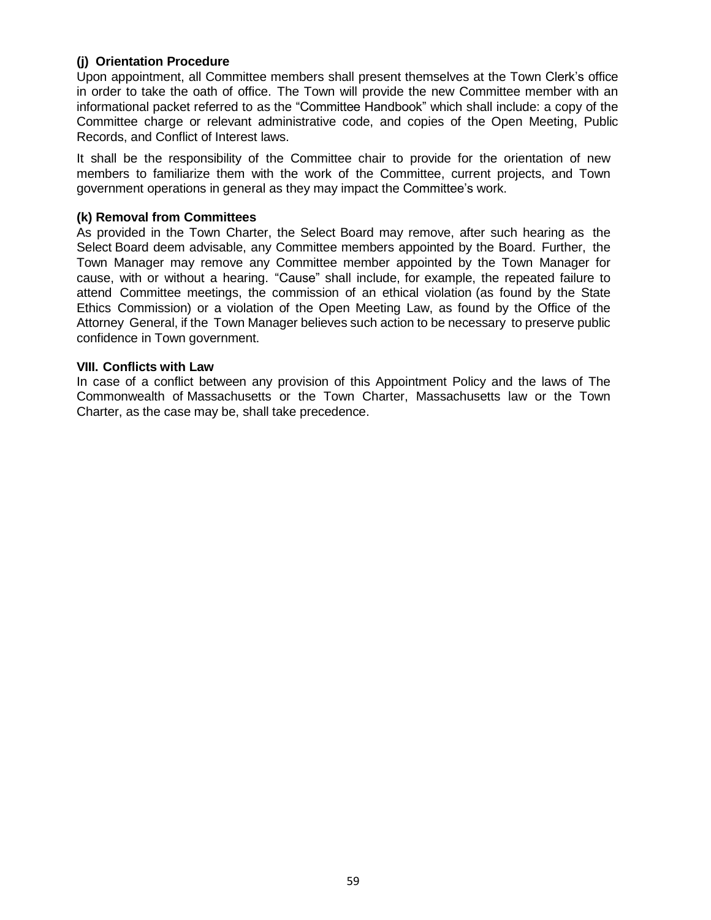**(j) Orientation Procedure**

Upon appointment, all Committee members shall present themselves at the Town Clerk's office in order to take the oath of office. The Town will provide the new Committee member with an informational packet referred to as the "Committee Handbook" which shall include: a copy of the Committee charge or relevant administrative code, and copies of the Open Meeting, Public Records, and Conflict of Interest laws.

It shall be the responsibility of the Committee chair to provide for the orientation of new members to familiarize them with the work of the Committee, current projects, and Town government operations in general as they may impact the Committee's work.

**(k) Removal from Committees**

As provided in the Town Charter, the Select Board may remove, after such hearing as the Select Board deem advisable, any Committee members appointed by the Board. Further, the Town Manager may remove any Committee member appointed by the Town Manager for cause, with or without a hearing. "Cause" shall include, for example, the repeated failure to attend Committee meetings, the commission of an ethical violation (as found by the State Ethics Commission) or a violation of the Open Meeting Law, as found by the Office of the Attorney General, if the Town Manager believes such action to be necessary to preserve public confidence in Town government.

**VIII. Conflicts with Law**

In case of a conflict between any provision of this Appointment Policy and the laws of The Commonwealth of Massachusetts or the Town Charter, Massachusetts law or the Town Charter, as the case may be, shall take precedence.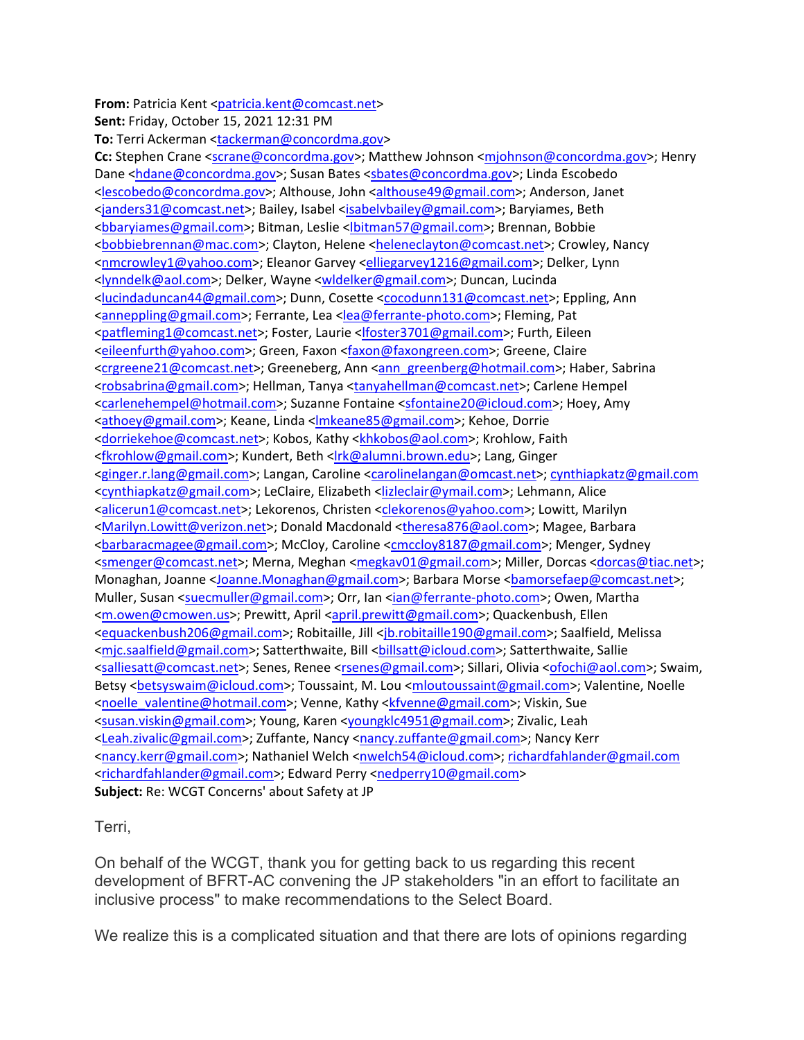**From:** Patricia Kent <patricia.kent@comcast.net>
**Sent:** Friday, October 15, 2021 12:31 PM
**To:** Terri Ackerman <tackerman@concordma.gov>
**Cc:** Stephen Crane <scrane@concordma.gov>; Matthew Johnson <mjohnson@concordma.gov>; Henry Dane <hdane@concordma.gov>; Susan Bates <sbates@concordma.gov>; Linda Escobedo <lescobedo@concordma.gov>; Althouse, John <althouse49@gmail.com>; Anderson, Janet <janders31@comcast.net>; Bailey, Isabel <isabelvbailey@gmail.com>; Baryiames, Beth <bbaryiames@gmail.com>; Bitman, Leslie <lbitman57@gmail.com>; Brennan, Bobbie <bobbiebrennan@mac.com>; Clayton, Helene <heleneclayton@comcast.net>; Crowley, Nancy <nmcrowley1@yahoo.com>; Eleanor Garvey <elliegarvey1216@gmail.com>; Delker, Lynn <lynndelk@aol.com>; Delker, Wayne <wldelker@gmail.com>; Duncan, Lucinda <lucindaduncan44@gmail.com>; Dunn, Cosette <cocodunn131@comcast.net>; Eppling, Ann <anneppling@gmail.com>; Ferrante, Lea <lea@ferrante-photo.com>; Fleming, Pat <patfleming1@comcast.net>; Foster, Laurie <lfoster3701@gmail.com>; Furth, Eileen <eileenfurth@yahoo.com>; Green, Faxon <faxon@faxongreen.com>; Greene, Claire <crgreene21@comcast.net>; Greeneberg, Ann <ann_greenberg@hotmail.com>; Haber, Sabrina <robsabrina@gmail.com>; Hellman, Tanya <tanyahellman@comcast.net>; Carlene Hempel <carlenehempel@hotmail.com>; Suzanne Fontaine <sfontaine20@icloud.com>; Hoey, Amy <athoey@gmail.com>; Keane, Linda <lmkeane85@gmail.com>; Kehoe, Dorrie <dorriekehoe@comcast.net>; Kobos, Kathy <khkobos@aol.com>; Krohlow, Faith <fkrohlow@gmail.com>; Kundert, Beth <lrk@alumni.brown.edu>; Lang, Ginger <ginger.r.lang@gmail.com>; Langan, Caroline <carolinelangan@omcast.net>; cynthiapkatz@gmail.com <cynthiapkatz@gmail.com>; LeClaire, Elizabeth <lizleclair@ymail.com>; Lehmann, Alice <alicerun1@comcast.net>; Lekorenos, Christen <clekorenos@yahoo.com>; Lowitt, Marilyn <Marilyn.Lowitt@verizon.net>; Donald Macdonald <theresa876@aol.com>; Magee, Barbara <barbaracmagee@gmail.com>; McCloy, Caroline <cmccloy8187@gmail.com>; Menger, Sydney <smenger@comcast.net>; Merna, Meghan <megkav01@gmail.com>; Miller, Dorcas <dorcas@tiac.net>; Monaghan, Joanne <Joanne.Monaghan@gmail.com>; Barbara Morse <bamorsefaep@comcast.net>; Muller, Susan <suecmuller@gmail.com>; Orr, Ian <ian@ferrante-photo.com>; Owen, Martha <m.owen@cmowen.us>; Prewitt, April <april.prewitt@gmail.com>; Quackenbush, Ellen <equackenbush206@gmail.com>; Robitaille, Jill <jb.robitaille190@gmail.com>; Saalfield, Melissa <mjc.saalfield@gmail.com>; Satterthwaite, Bill <billsatt@icloud.com>; Satterthwaite, Sallie <salliesatt@comcast.net>; Senes, Renee <rsenes@gmail.com>; Sillari, Olivia <ofochi@aol.com>; Swaim, Betsy <betsyswaim@icloud.com>; Toussaint, M. Lou <mloutoussaint@gmail.com>; Valentine, Noelle <noelle_valentine@hotmail.com>; Venne, Kathy <kfvenne@gmail.com>; Viskin, Sue <susan.viskin@gmail.com>; Young, Karen <youngklc4951@gmail.com>; Zivalic, Leah <Leah.zivalic@gmail.com>; Zuffante, Nancy <nancy.zuffante@gmail.com>; Nancy Kerr <nancy.kerr@gmail.com>; Nathaniel Welch <nwelch54@icloud.com>; richardfahlander@gmail.com <richardfahlander@gmail.com>; Edward Perry <nedperry10@gmail.com>
**Subject:** Re: WCGT Concerns' about Safety at JP

Terri,

On behalf of the WCGT, thank you for getting back to us regarding this recent development of BFRT-AC convening the JP stakeholders "in an effort to facilitate an inclusive process" to make recommendations to the Select Board.

We realize this is a complicated situation and that there are lots of opinions regarding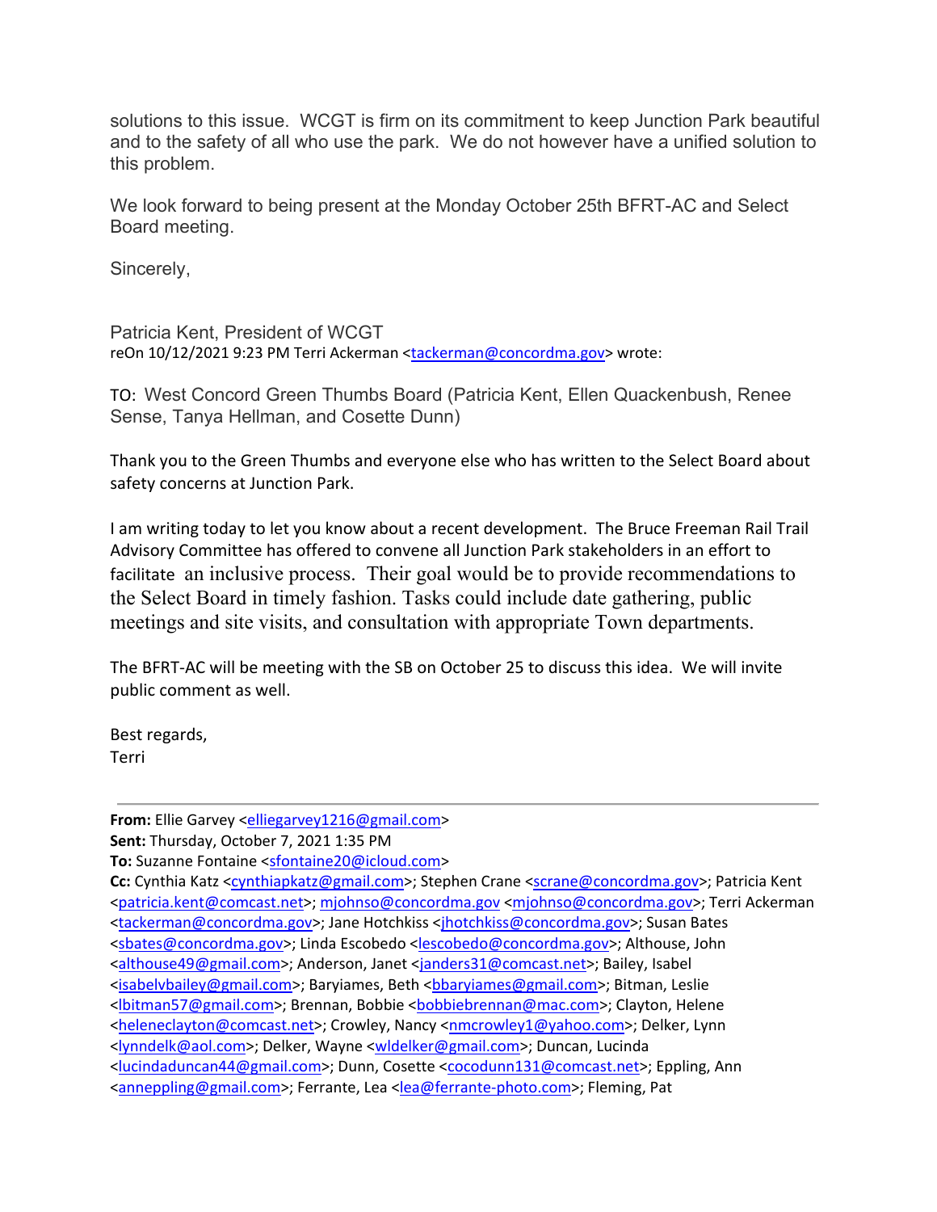solutions to this issue. WCGT is firm on its commitment to keep Junction Park beautiful and to the safety of all who use the park. We do not however have a unified solution to this problem.

We look forward to being present at the Monday October 25th BFRT-AC and Select Board meeting.

Sincerely,

Patricia Kent, President of WCGT
reOn 10/12/2021 9:23 PM Terri Ackerman <tackerman@concordma.gov> wrote:

TO: West Concord Green Thumbs Board (Patricia Kent, Ellen Quackenbush, Renee Sense, Tanya Hellman, and Cosette Dunn)

Thank you to the Green Thumbs and everyone else who has written to the Select Board about safety concerns at Junction Park.

I am writing today to let you know about a recent development. The Bruce Freeman Rail Trail Advisory Committee has offered to convene all Junction Park stakeholders in an effort to facilitate an inclusive process. Their goal would be to provide recommendations to the Select Board in timely fashion. Tasks could include date gathering, public meetings and site visits, and consultation with appropriate Town departments.

The BFRT-AC will be meeting with the SB on October 25 to discuss this idea. We will invite public comment as well.

Best regards,
Terri

---

**From:** Ellie Garvey <elliegarvey1216@gmail.com>
**Sent:** Thursday, October 7, 2021 1:35 PM
**To:** Suzanne Fontaine <sfontaine20@icloud.com>
**Cc:** Cynthia Katz <cynthiapkatz@gmail.com>; Stephen Crane <scrane@concordma.gov>; Patricia Kent <patricia.kent@comcast.net>; mjohnso@concordma.gov <mjohnso@concordma.gov>; Terri Ackerman <tackerman@concordma.gov>; Jane Hotchkiss <jhotchkiss@concordma.gov>; Susan Bates <sbates@concordma.gov>; Linda Escobedo <lescobedo@concordma.gov>; Althouse, John <althouse49@gmail.com>; Anderson, Janet <janders31@comcast.net>; Bailey, Isabel <isabelvbailey@gmail.com>; Baryiames, Beth <bbaryiames@gmail.com>; Bitman, Leslie <lbitman57@gmail.com>; Brennan, Bobbie <bobbiebrennan@mac.com>; Clayton, Helene <heleneclayton@comcast.net>; Crowley, Nancy <nmcrowley1@yahoo.com>; Delker, Lynn <lynndelk@aol.com>; Delker, Wayne <wldelker@gmail.com>; Duncan, Lucinda <lucindaduncan44@gmail.com>; Dunn, Cosette <cocodunn131@comcast.net>; Eppling, Ann <anneppling@gmail.com>; Ferrante, Lea <lea@ferrante-photo.com>; Fleming, Pat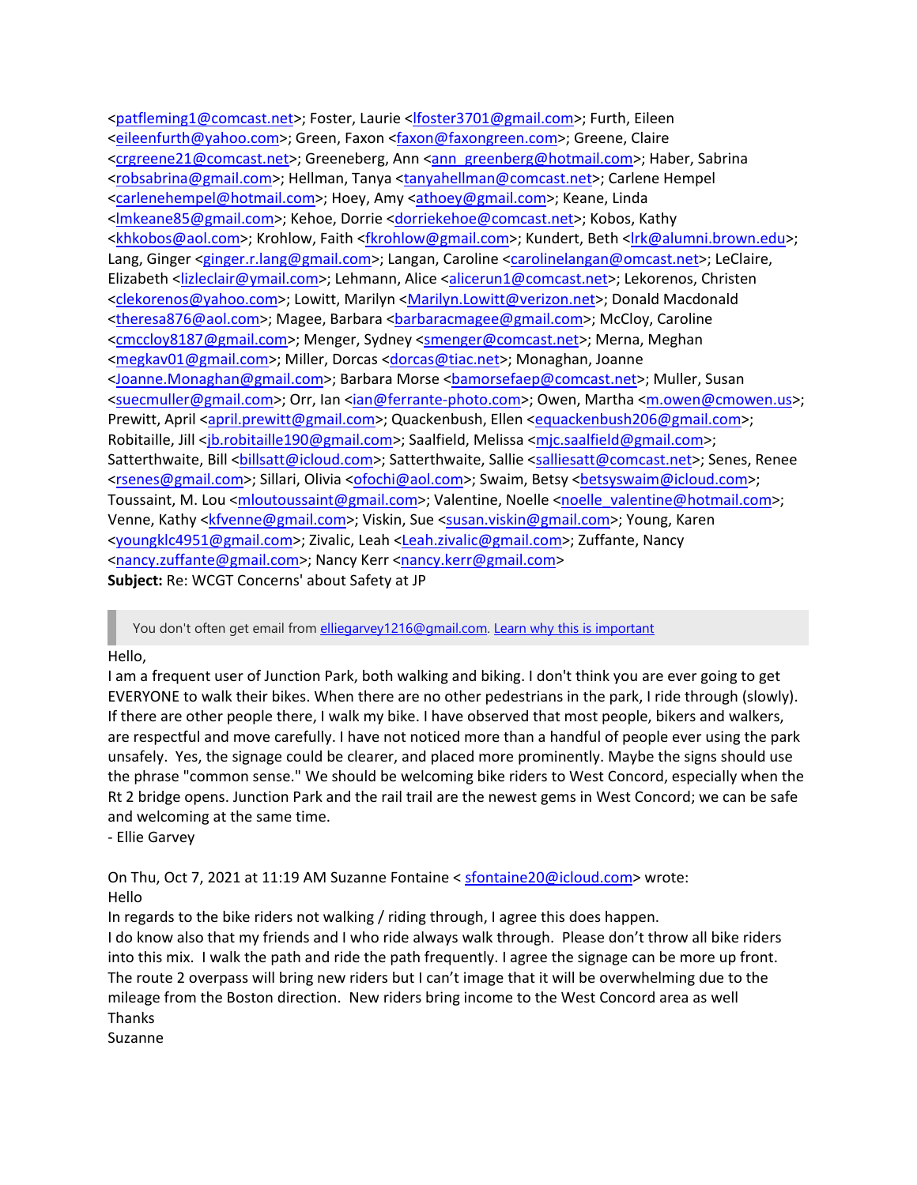<patfleming1@comcast.net>; Foster, Laurie <lfoster3701@gmail.com>; Furth, Eileen <eileenfurth@yahoo.com>; Green, Faxon <faxon@faxongreen.com>; Greene, Claire <crgreene21@comcast.net>; Greeneberg, Ann <ann_greenberg@hotmail.com>; Haber, Sabrina <robsabrina@gmail.com>; Hellman, Tanya <tanyahellman@comcast.net>; Carlene Hempel <carlenehempel@hotmail.com>; Hoey, Amy <athoey@gmail.com>; Keane, Linda <lmkeane85@gmail.com>; Kehoe, Dorrie <dorriekehoe@comcast.net>; Kobos, Kathy <khkobos@aol.com>; Krohlow, Faith <fkrohlow@gmail.com>; Kundert, Beth <lrk@alumni.brown.edu>; Lang, Ginger <ginger.r.lang@gmail.com>; Langan, Caroline <carolinelangan@omcast.net>; LeClaire, Elizabeth <lizleclair@ymail.com>; Lehmann, Alice <alicerun1@comcast.net>; Lekorenos, Christen <clekorenos@yahoo.com>; Lowitt, Marilyn <Marilyn.Lowitt@verizon.net>; Donald Macdonald <theresa876@aol.com>; Magee, Barbara <barbaracmagee@gmail.com>; McCloy, Caroline <cmccloy8187@gmail.com>; Menger, Sydney <smenger@comcast.net>; Merna, Meghan <megkav01@gmail.com>; Miller, Dorcas <dorcas@tiac.net>; Monaghan, Joanne <Joanne.Monaghan@gmail.com>; Barbara Morse <bamorsefaep@comcast.net>; Muller, Susan <suecmuller@gmail.com>; Orr, Ian <ian@ferrante-photo.com>; Owen, Martha <m.owen@cmowen.us>; Prewitt, April <april.prewitt@gmail.com>; Quackenbush, Ellen <equackenbush206@gmail.com>; Robitaille, Jill <jb.robitaille190@gmail.com>; Saalfield, Melissa <mjc.saalfield@gmail.com>; Satterthwaite, Bill <billsatt@icloud.com>; Satterthwaite, Sallie <salliesatt@comcast.net>; Senes, Renee <rsenes@gmail.com>; Sillari, Olivia <ofochi@aol.com>; Swaim, Betsy <betsyswaim@icloud.com>; Toussaint, M. Lou <mloutoussaint@gmail.com>; Valentine, Noelle <noelle_valentine@hotmail.com>; Venne, Kathy <kfvenne@gmail.com>; Viskin, Sue <susan.viskin@gmail.com>; Young, Karen <youngklc4951@gmail.com>; Zivalic, Leah <Leah.zivalic@gmail.com>; Zuffante, Nancy <nancy.zuffante@gmail.com>; Nancy Kerr <nancy.kerr@gmail.com>
**Subject:** Re: WCGT Concerns' about Safety at JP

> You don't often get email from elliegarvey1216@gmail.com. Learn why this is important

Hello,
I am a frequent user of Junction Park, both walking and biking. I don't think you are ever going to get EVERYONE to walk their bikes. When there are no other pedestrians in the park, I ride through (slowly). If there are other people there, I walk my bike. I have observed that most people, bikers and walkers, are respectful and move carefully. I have not noticed more than a handful of people ever using the park unsafely. Yes, the signage could be clearer, and placed more prominently. Maybe the signs should use the phrase "common sense." We should be welcoming bike riders to West Concord, especially when the Rt 2 bridge opens. Junction Park and the rail trail are the newest gems in West Concord; we can be safe and welcoming at the same time.
- Ellie Garvey

On Thu, Oct 7, 2021 at 11:19 AM Suzanne Fontaine < sfontaine20@icloud.com> wrote:
Hello
In regards to the bike riders not walking / riding through, I agree this does happen.
I do know also that my friends and I who ride always walk through. Please don't throw all bike riders into this mix. I walk the path and ride the path frequently. I agree the signage can be more up front.
The route 2 overpass will bring new riders but I can't image that it will be overwhelming due to the mileage from the Boston direction. New riders bring income to the West Concord area as well
Thanks
Suzanne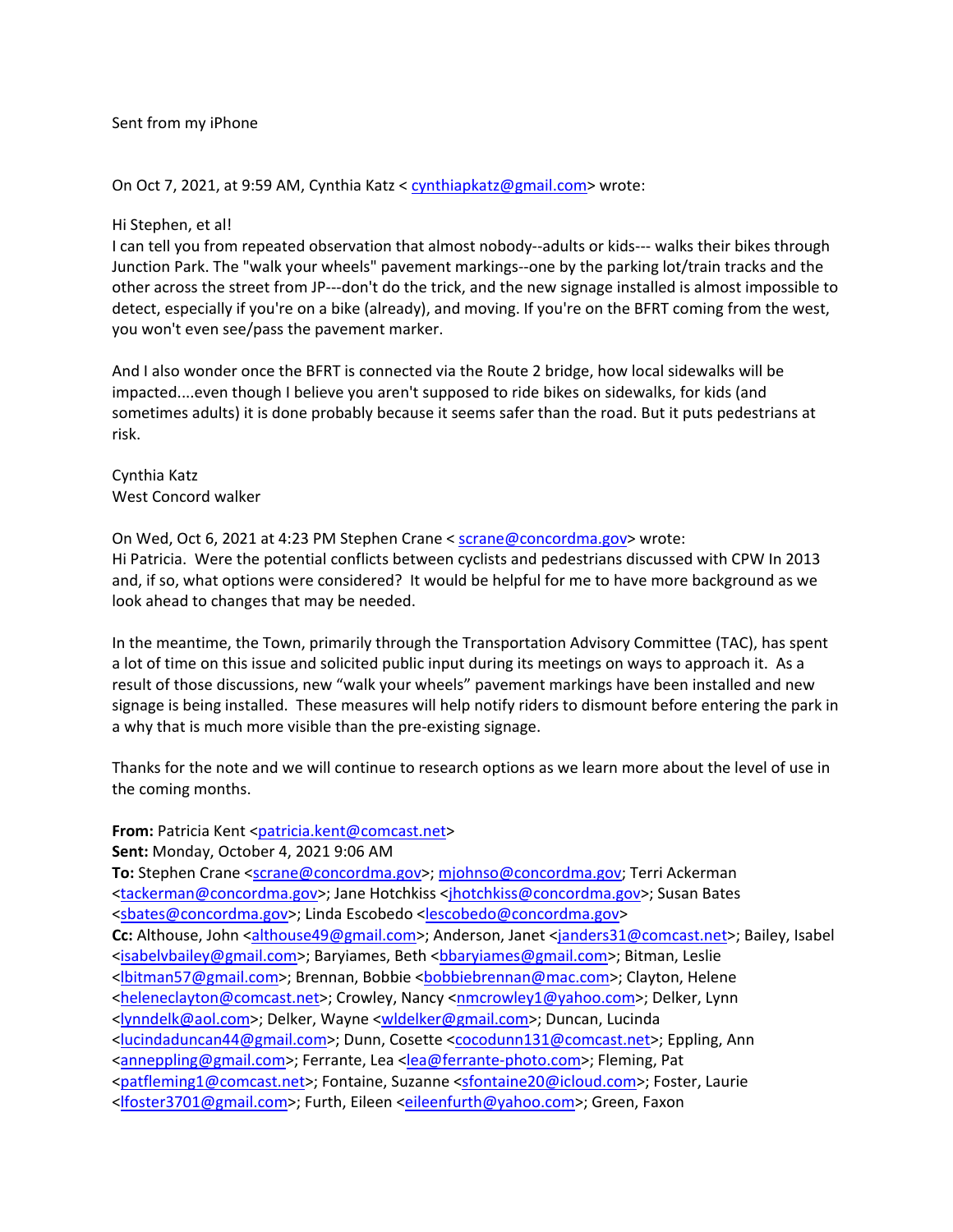Sent from my iPhone

On Oct 7, 2021, at 9:59 AM, Cynthia Katz < cynthiapkatz@gmail.com> wrote:

Hi Stephen, et al!
I can tell you from repeated observation that almost nobody--adults or kids--- walks their bikes through Junction Park. The "walk your wheels" pavement markings--one by the parking lot/train tracks and the other across the street from JP---don't do the trick, and the new signage installed is almost impossible to detect, especially if you're on a bike (already), and moving. If you're on the BFRT coming from the west, you won't even see/pass the pavement marker.

And I also wonder once the BFRT is connected via the Route 2 bridge, how local sidewalks will be impacted....even though I believe you aren't supposed to ride bikes on sidewalks, for kids (and sometimes adults) it is done probably because it seems safer than the road. But it puts pedestrians at risk.

Cynthia Katz
West Concord walker

On Wed, Oct 6, 2021 at 4:23 PM Stephen Crane < scrane@concordma.gov> wrote:
Hi Patricia. Were the potential conflicts between cyclists and pedestrians discussed with CPW In 2013 and, if so, what options were considered? It would be helpful for me to have more background as we look ahead to changes that may be needed.

In the meantime, the Town, primarily through the Transportation Advisory Committee (TAC), has spent a lot of time on this issue and solicited public input during its meetings on ways to approach it. As a result of those discussions, new "walk your wheels" pavement markings have been installed and new signage is being installed. These measures will help notify riders to dismount before entering the park in a why that is much more visible than the pre-existing signage.

Thanks for the note and we will continue to research options as we learn more about the level of use in the coming months.

**From:** Patricia Kent <patricia.kent@comcast.net>
**Sent:** Monday, October 4, 2021 9:06 AM
**To:** Stephen Crane <scrane@concordma.gov>; mjohnso@concordma.gov; Terri Ackerman <tackerman@concordma.gov>; Jane Hotchkiss <jhotchkiss@concordma.gov>; Susan Bates <sbates@concordma.gov>; Linda Escobedo <lescobedo@concordma.gov>
**Cc:** Althouse, John <althouse49@gmail.com>; Anderson, Janet <janders31@comcast.net>; Bailey, Isabel <isabelvbailey@gmail.com>; Baryiames, Beth <bbaryiames@gmail.com>; Bitman, Leslie <lbitman57@gmail.com>; Brennan, Bobbie <bobbiebrennan@mac.com>; Clayton, Helene <heleneclayton@comcast.net>; Crowley, Nancy <nmcrowley1@yahoo.com>; Delker, Lynn <lynndelk@aol.com>; Delker, Wayne <wldelker@gmail.com>; Duncan, Lucinda <lucindaduncan44@gmail.com>; Dunn, Cosette <cocodunn131@comcast.net>; Eppling, Ann <anneppling@gmail.com>; Ferrante, Lea <lea@ferrante-photo.com>; Fleming, Pat <patfleming1@comcast.net>; Fontaine, Suzanne <sfontaine20@icloud.com>; Foster, Laurie <lfoster3701@gmail.com>; Furth, Eileen <eileenfurth@yahoo.com>; Green, Faxon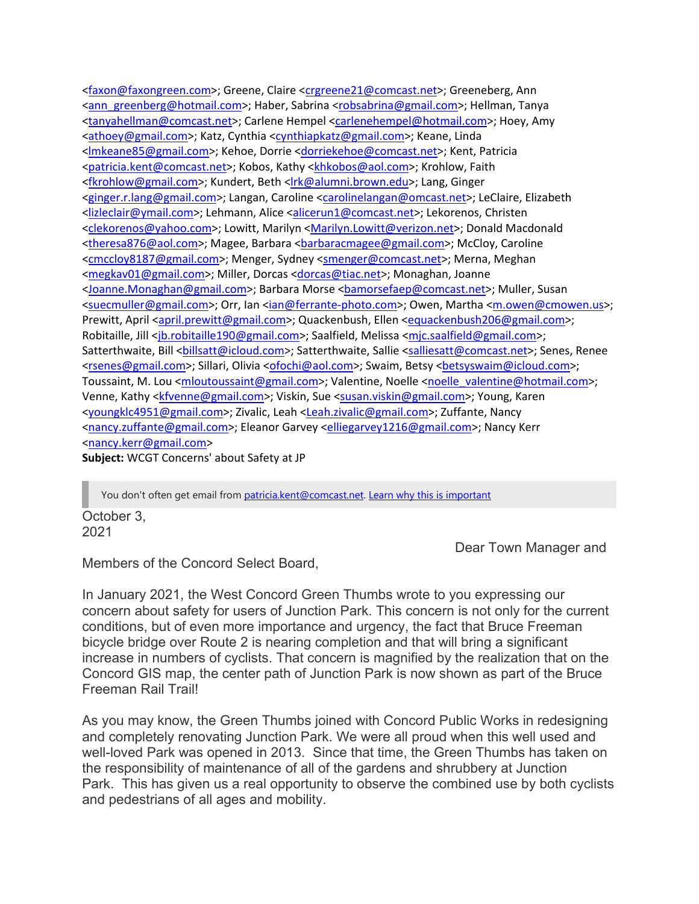<faxon@faxongreen.com>; Greene, Claire <crgreene21@comcast.net>; Greeneberg, Ann <ann_greenberg@hotmail.com>; Haber, Sabrina <robsabrina@gmail.com>; Hellman, Tanya <tanyahellman@comcast.net>; Carlene Hempel <carlenehempel@hotmail.com>; Hoey, Amy <athoey@gmail.com>; Katz, Cynthia <cynthiapkatz@gmail.com>; Keane, Linda <lmkeane85@gmail.com>; Kehoe, Dorrie <dorriekehoe@comcast.net>; Kent, Patricia <patricia.kent@comcast.net>; Kobos, Kathy <khkobos@aol.com>; Krohlow, Faith <fkrohlow@gmail.com>; Kundert, Beth <lrk@alumni.brown.edu>; Lang, Ginger <ginger.r.lang@gmail.com>; Langan, Caroline <carolinelangan@omcast.net>; LeClaire, Elizabeth <lizleclair@ymail.com>; Lehmann, Alice <alicerun1@comcast.net>; Lekorenos, Christen <clekorenos@yahoo.com>; Lowitt, Marilyn <Marilyn.Lowitt@verizon.net>; Donald Macdonald <theresa876@aol.com>; Magee, Barbara <barbaracmagee@gmail.com>; McCloy, Caroline <cmccloy8187@gmail.com>; Menger, Sydney <smenger@comcast.net>; Merna, Meghan <megkav01@gmail.com>; Miller, Dorcas <dorcas@tiac.net>; Monaghan, Joanne <Joanne.Monaghan@gmail.com>; Barbara Morse <bamorsefaep@comcast.net>; Muller, Susan <suecmuller@gmail.com>; Orr, Ian <ian@ferrante-photo.com>; Owen, Martha <m.owen@cmowen.us>; Prewitt, April <april.prewitt@gmail.com>; Quackenbush, Ellen <equackenbush206@gmail.com>; Robitaille, Jill <jb.robitaille190@gmail.com>; Saalfield, Melissa <mjc.saalfield@gmail.com>; Satterthwaite, Bill <billsatt@icloud.com>; Satterthwaite, Sallie <salliesatt@comcast.net>; Senes, Renee <rsenes@gmail.com>; Sillari, Olivia <ofochi@aol.com>; Swaim, Betsy <betsyswaim@icloud.com>; Toussaint, M. Lou <mloutoussaint@gmail.com>; Valentine, Noelle <noelle_valentine@hotmail.com>; Venne, Kathy <kfvenne@gmail.com>; Viskin, Sue <susan.viskin@gmail.com>; Young, Karen <youngklc4951@gmail.com>; Zivalic, Leah <Leah.zivalic@gmail.com>; Zuffante, Nancy <nancy.zuffante@gmail.com>; Eleanor Garvey <elliegarvey1216@gmail.com>; Nancy Kerr <nancy.kerr@gmail.com>
**Subject:** WCGT Concerns' about Safety at JP

> You don't often get email from patricia.kent@comcast.net. Learn why this is important

October 3, 2021

Dear Town Manager and Members of the Concord Select Board,

In January 2021, the West Concord Green Thumbs wrote to you expressing our concern about safety for users of Junction Park. This concern is not only for the current conditions, but of even more importance and urgency, the fact that Bruce Freeman bicycle bridge over Route 2 is nearing completion and that will bring a significant increase in numbers of cyclists. That concern is magnified by the realization that on the Concord GIS map, the center path of Junction Park is now shown as part of the Bruce Freeman Rail Trail!

As you may know, the Green Thumbs joined with Concord Public Works in redesigning and completely renovating Junction Park. We were all proud when this well used and well-loved Park was opened in 2013. Since that time, the Green Thumbs has taken on the responsibility of maintenance of all of the gardens and shrubbery at Junction Park. This has given us a real opportunity to observe the combined use by both cyclists and pedestrians of all ages and mobility.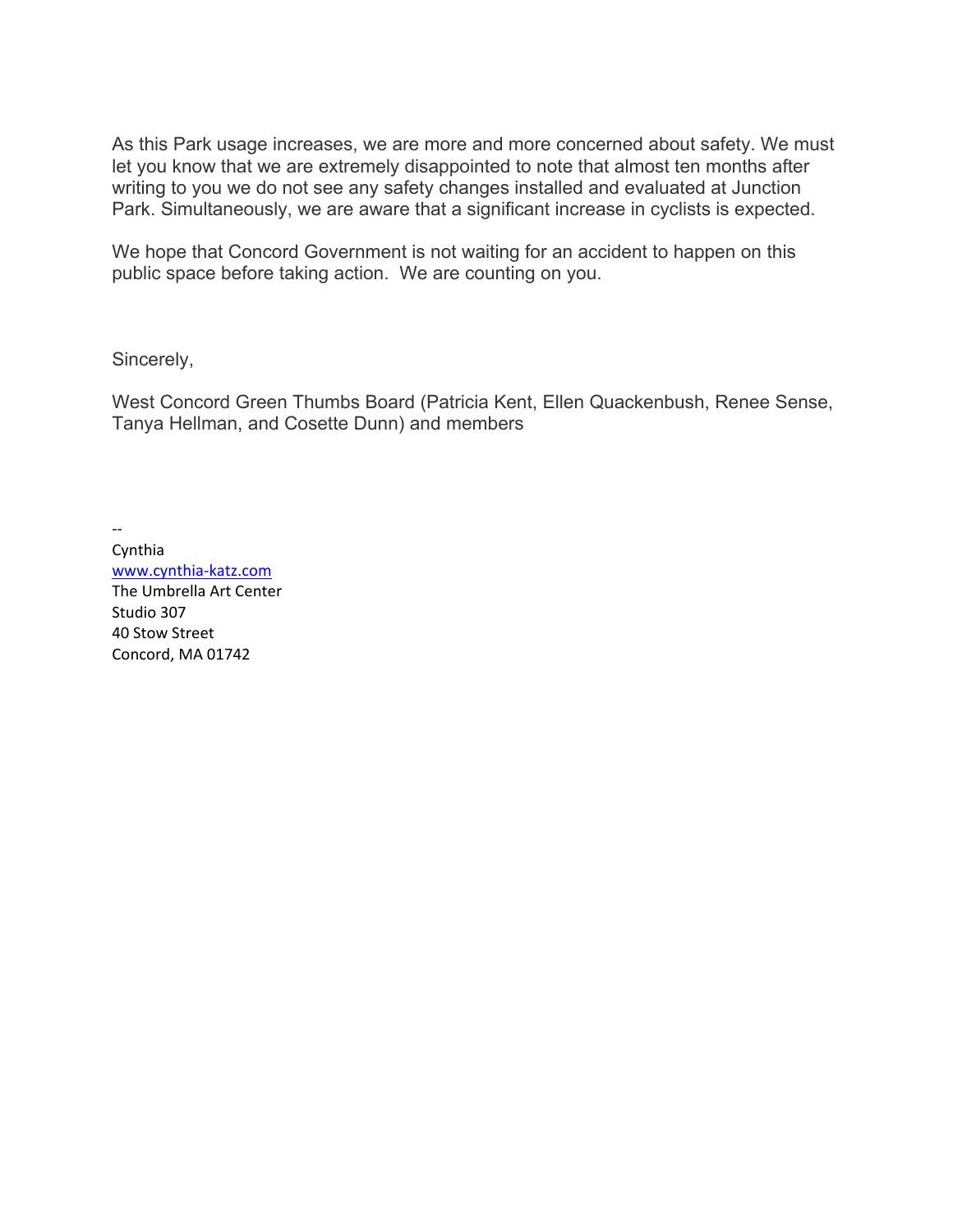As this Park usage increases, we are more and more concerned about safety. We must let you know that we are extremely disappointed to note that almost ten months after writing to you we do not see any safety changes installed and evaluated at Junction Park. Simultaneously, we are aware that a significant increase in cyclists is expected.

We hope that Concord Government is not waiting for an accident to happen on this public space before taking action. We are counting on you.

Sincerely,

West Concord Green Thumbs Board (Patricia Kent, Ellen Quackenbush, Renee Sense, Tanya Hellman, and Cosette Dunn) and members

--
Cynthia
www.cynthia-katz.com
The Umbrella Art Center
Studio 307
40 Stow Street
Concord, MA 01742